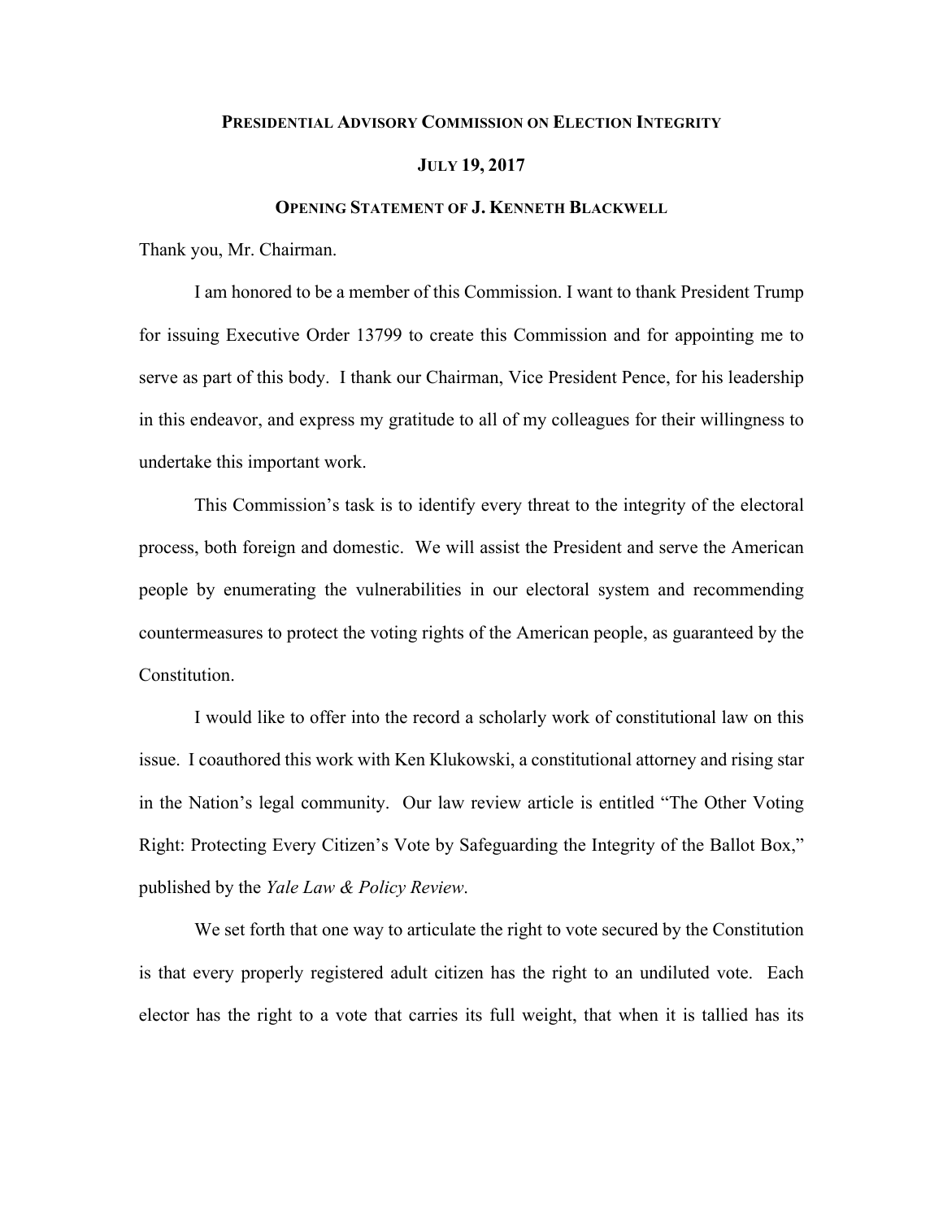**Presidential Advisory Commission on Election Integrity**

**July 19, 2017**

**Opening Statement of J. Kenneth Blackwell**

Thank you, Mr. Chairman.

I am honored to be a member of this Commission. I want to thank President Trump for issuing Executive Order 13799 to create this Commission and for appointing me to serve as part of this body. I thank our Chairman, Vice President Pence, for his leadership in this endeavor, and express my gratitude to all of my colleagues for their willingness to undertake this important work.

This Commission's task is to identify every threat to the integrity of the electoral process, both foreign and domestic. We will assist the President and serve the American people by enumerating the vulnerabilities in our electoral system and recommending countermeasures to protect the voting rights of the American people, as guaranteed by the Constitution.

I would like to offer into the record a scholarly work of constitutional law on this issue. I coauthored this work with Ken Klukowski, a constitutional attorney and rising star in the Nation's legal community. Our law review article is entitled "The Other Voting Right: Protecting Every Citizen's Vote by Safeguarding the Integrity of the Ballot Box," published by the *Yale Law & Policy Review*.

We set forth that one way to articulate the right to vote secured by the Constitution is that every properly registered adult citizen has the right to an undiluted vote. Each elector has the right to a vote that carries its full weight, that when it is tallied has its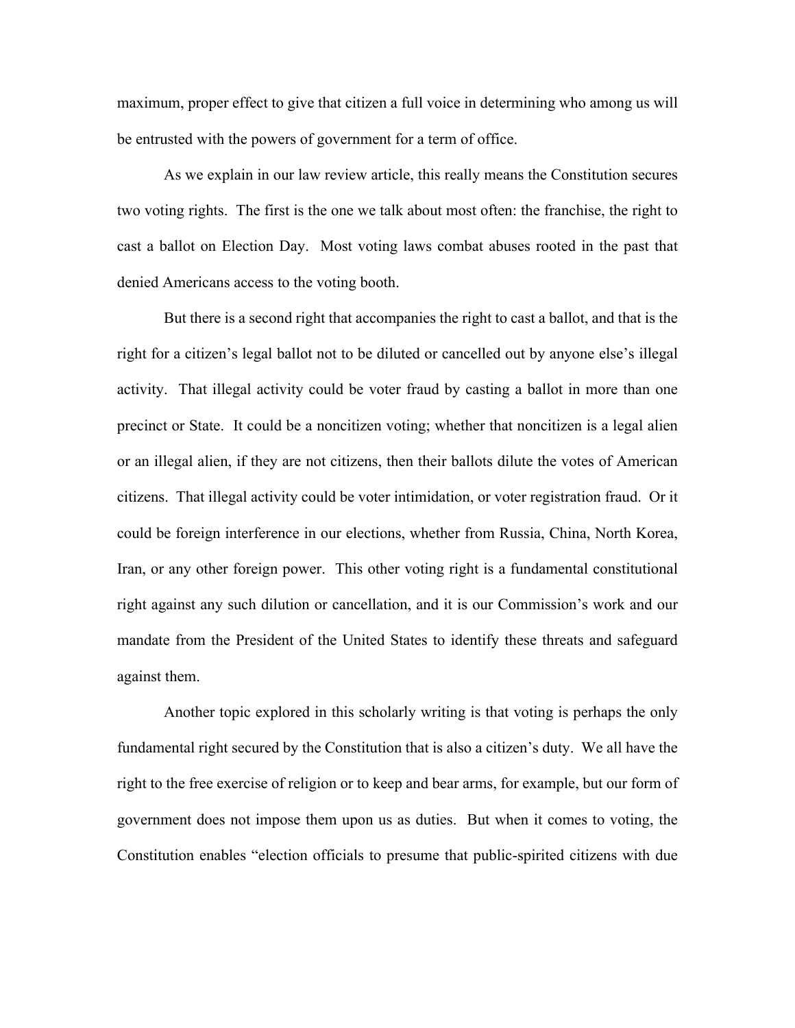maximum, proper effect to give that citizen a full voice in determining who among us will be entrusted with the powers of government for a term of office.

As we explain in our law review article, this really means the Constitution secures two voting rights. The first is the one we talk about most often: the franchise, the right to cast a ballot on Election Day. Most voting laws combat abuses rooted in the past that denied Americans access to the voting booth.

But there is a second right that accompanies the right to cast a ballot, and that is the right for a citizen's legal ballot not to be diluted or cancelled out by anyone else's illegal activity. That illegal activity could be voter fraud by casting a ballot in more than one precinct or State. It could be a noncitizen voting; whether that noncitizen is a legal alien or an illegal alien, if they are not citizens, then their ballots dilute the votes of American citizens. That illegal activity could be voter intimidation, or voter registration fraud. Or it could be foreign interference in our elections, whether from Russia, China, North Korea, Iran, or any other foreign power. This other voting right is a fundamental constitutional right against any such dilution or cancellation, and it is our Commission's work and our mandate from the President of the United States to identify these threats and safeguard against them.

Another topic explored in this scholarly writing is that voting is perhaps the only fundamental right secured by the Constitution that is also a citizen's duty. We all have the right to the free exercise of religion or to keep and bear arms, for example, but our form of government does not impose them upon us as duties. But when it comes to voting, the Constitution enables "election officials to presume that public-spirited citizens with due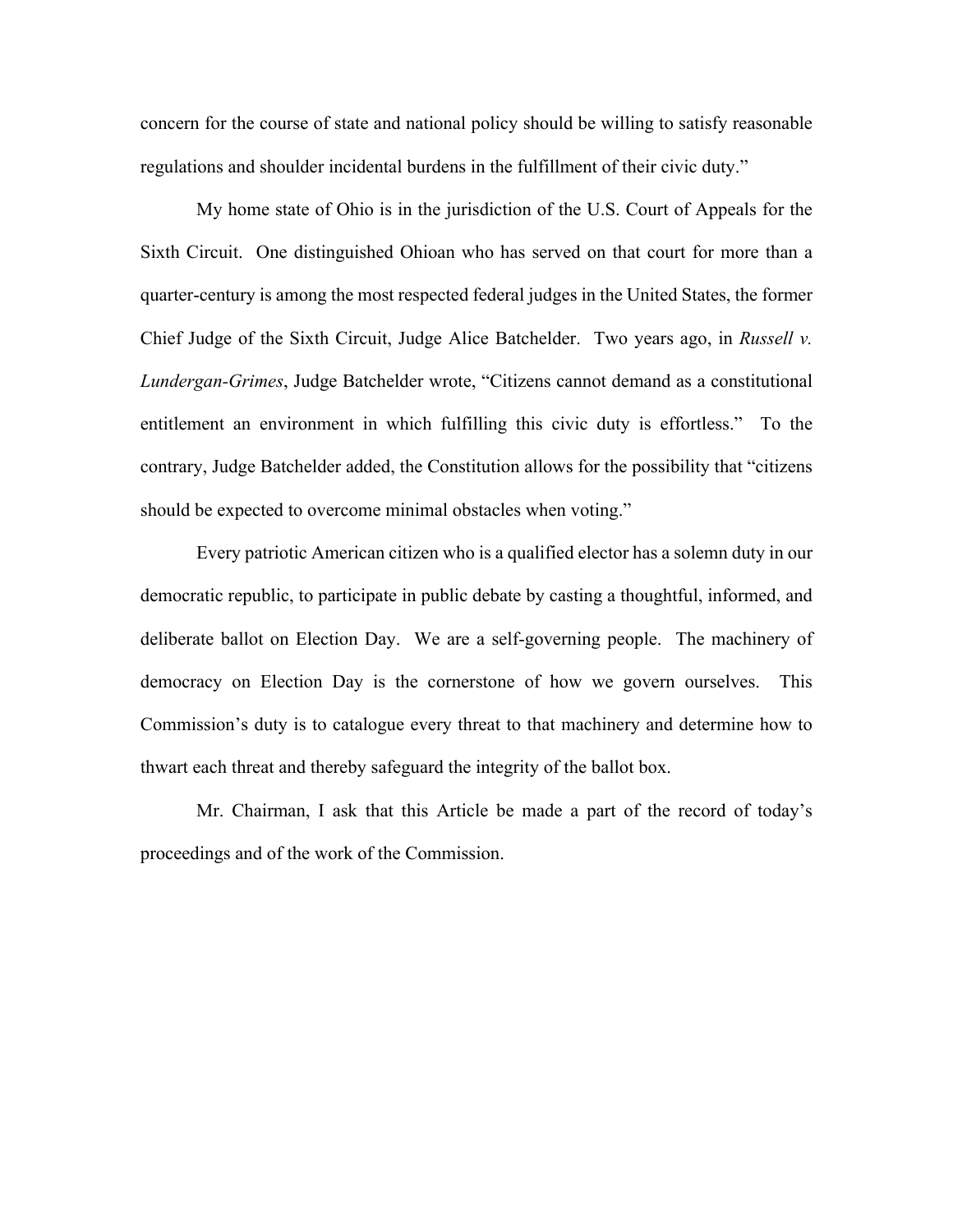concern for the course of state and national policy should be willing to satisfy reasonable regulations and shoulder incidental burdens in the fulfillment of their civic duty."

My home state of Ohio is in the jurisdiction of the U.S. Court of Appeals for the Sixth Circuit. One distinguished Ohioan who has served on that court for more than a quarter-century is among the most respected federal judges in the United States, the former Chief Judge of the Sixth Circuit, Judge Alice Batchelder. Two years ago, in *Russell v. Lundergan-Grimes*, Judge Batchelder wrote, "Citizens cannot demand as a constitutional entitlement an environment in which fulfilling this civic duty is effortless." To the contrary, Judge Batchelder added, the Constitution allows for the possibility that "citizens should be expected to overcome minimal obstacles when voting."

Every patriotic American citizen who is a qualified elector has a solemn duty in our democratic republic, to participate in public debate by casting a thoughtful, informed, and deliberate ballot on Election Day. We are a self-governing people. The machinery of democracy on Election Day is the cornerstone of how we govern ourselves. This Commission's duty is to catalogue every threat to that machinery and determine how to thwart each threat and thereby safeguard the integrity of the ballot box.

Mr. Chairman, I ask that this Article be made a part of the record of today's proceedings and of the work of the Commission.